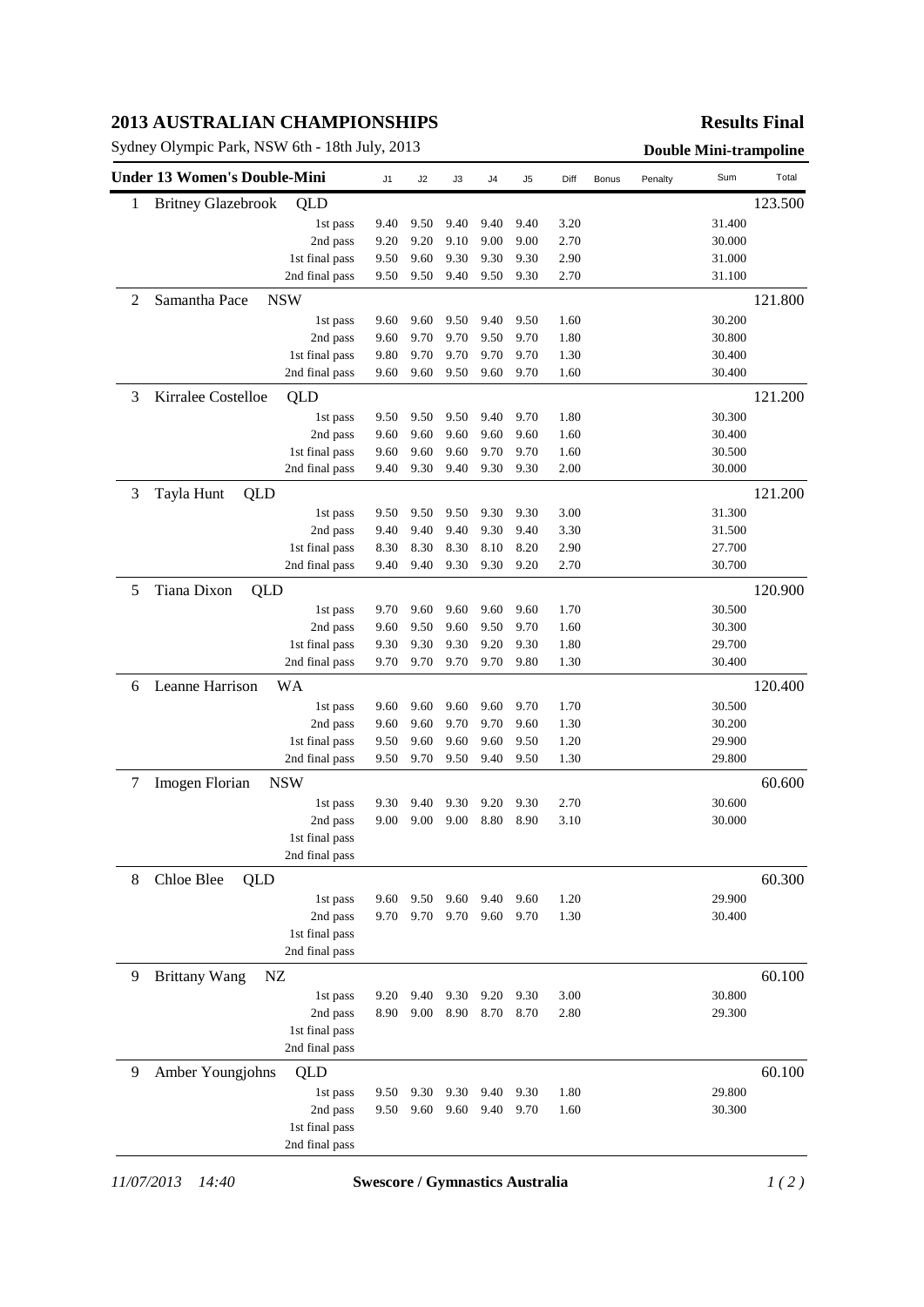# 2013 AUSTRALIAN CHAMPIONSHIPS

**Results Final**

Sydney Olympic Park, NSW 6th - 18th July, 2013

**Double Mini-trampoline**

| Under 13 Women's Double-Mini | | J1 | J2 | J3 | J4 | J5 | Diff | Bonus | Penalty | Sum | Total |
|---|---|---|---|---|---|---|---|---|---|---|---|
| 1 | Britney Glazebrook QLD | | | | | | | | | | 123.500 |
| | 1st pass | 9.40 | 9.50 | 9.40 | 9.40 | 9.40 | 3.20 | | | 31.400 | |
| | 2nd pass | 9.20 | 9.20 | 9.10 | 9.00 | 9.00 | 2.70 | | | 30.000 | |
| | 1st final pass | 9.50 | 9.60 | 9.30 | 9.30 | 9.30 | 2.90 | | | 31.000 | |
| | 2nd final pass | 9.50 | 9.50 | 9.40 | 9.50 | 9.30 | 2.70 | | | 31.100 | |
| 2 | Samantha Pace NSW | | | | | | | | | | 121.800 |
| | 1st pass | 9.60 | 9.60 | 9.50 | 9.40 | 9.50 | 1.60 | | | 30.200 | |
| | 2nd pass | 9.60 | 9.70 | 9.70 | 9.50 | 9.70 | 1.80 | | | 30.800 | |
| | 1st final pass | 9.80 | 9.70 | 9.70 | 9.70 | 9.70 | 1.30 | | | 30.400 | |
| | 2nd final pass | 9.60 | 9.60 | 9.50 | 9.60 | 9.70 | 1.60 | | | 30.400 | |
| 3 | Kirralee Costelloe QLD | | | | | | | | | | 121.200 |
| | 1st pass | 9.50 | 9.50 | 9.50 | 9.40 | 9.70 | 1.80 | | | 30.300 | |
| | 2nd pass | 9.60 | 9.60 | 9.60 | 9.60 | 9.60 | 1.60 | | | 30.400 | |
| | 1st final pass | 9.60 | 9.60 | 9.60 | 9.70 | 9.70 | 1.60 | | | 30.500 | |
| | 2nd final pass | 9.40 | 9.30 | 9.40 | 9.30 | 9.30 | 2.00 | | | 30.000 | |
| 3 | Tayla Hunt QLD | | | | | | | | | | 121.200 |
| | 1st pass | 9.50 | 9.50 | 9.50 | 9.30 | 9.30 | 3.00 | | | 31.300 | |
| | 2nd pass | 9.40 | 9.40 | 9.40 | 9.30 | 9.40 | 3.30 | | | 31.500 | |
| | 1st final pass | 8.30 | 8.30 | 8.30 | 8.10 | 8.20 | 2.90 | | | 27.700 | |
| | 2nd final pass | 9.40 | 9.40 | 9.30 | 9.30 | 9.20 | 2.70 | | | 30.700 | |
| 5 | Tiana Dixon QLD | | | | | | | | | | 120.900 |
| | 1st pass | 9.70 | 9.60 | 9.60 | 9.60 | 9.60 | 1.70 | | | 30.500 | |
| | 2nd pass | 9.60 | 9.50 | 9.60 | 9.50 | 9.70 | 1.60 | | | 30.300 | |
| | 1st final pass | 9.30 | 9.30 | 9.30 | 9.20 | 9.30 | 1.80 | | | 29.700 | |
| | 2nd final pass | 9.70 | 9.70 | 9.70 | 9.70 | 9.80 | 1.30 | | | 30.400 | |
| 6 | Leanne Harrison WA | | | | | | | | | | 120.400 |
| | 1st pass | 9.60 | 9.60 | 9.60 | 9.60 | 9.70 | 1.70 | | | 30.500 | |
| | 2nd pass | 9.60 | 9.60 | 9.70 | 9.70 | 9.60 | 1.30 | | | 30.200 | |
| | 1st final pass | 9.50 | 9.60 | 9.60 | 9.60 | 9.50 | 1.20 | | | 29.900 | |
| | 2nd final pass | 9.50 | 9.70 | 9.50 | 9.40 | 9.50 | 1.30 | | | 29.800 | |
| 7 | Imogen Florian NSW | | | | | | | | | | 60.600 |
| | 1st pass | 9.30 | 9.40 | 9.30 | 9.20 | 9.30 | 2.70 | | | 30.600 | |
| | 2nd pass | 9.00 | 9.00 | 9.00 | 8.80 | 8.90 | 3.10 | | | 30.000 | |
| | 1st final pass | | | | | | | | | | |
| | 2nd final pass | | | | | | | | | | |
| 8 | Chloe Blee QLD | | | | | | | | | | 60.300 |
| | 1st pass | 9.60 | 9.50 | 9.60 | 9.40 | 9.60 | 1.20 | | | 29.900 | |
| | 2nd pass | 9.70 | 9.70 | 9.70 | 9.60 | 9.70 | 1.30 | | | 30.400 | |
| | 1st final pass | | | | | | | | | | |
| | 2nd final pass | | | | | | | | | | |
| 9 | Brittany Wang NZ | | | | | | | | | | 60.100 |
| | 1st pass | 9.20 | 9.40 | 9.30 | 9.20 | 9.30 | 3.00 | | | 30.800 | |
| | 2nd pass | 8.90 | 9.00 | 8.90 | 8.70 | 8.70 | 2.80 | | | 29.300 | |
| | 1st final pass | | | | | | | | | | |
| | 2nd final pass | | | | | | | | | | |
| 9 | Amber Youngjohns QLD | | | | | | | | | | 60.100 |
| | 1st pass | 9.50 | 9.30 | 9.30 | 9.40 | 9.30 | 1.80 | | | 29.800 | |
| | 2nd pass | 9.50 | 9.60 | 9.60 | 9.40 | 9.70 | 1.60 | | | 30.300 | |
| | 1st final pass | | | | | | | | | | |
| | 2nd final pass | | | | | | | | | | |

*11/07/2013 14:40* **Swescore / Gymnastics Australia**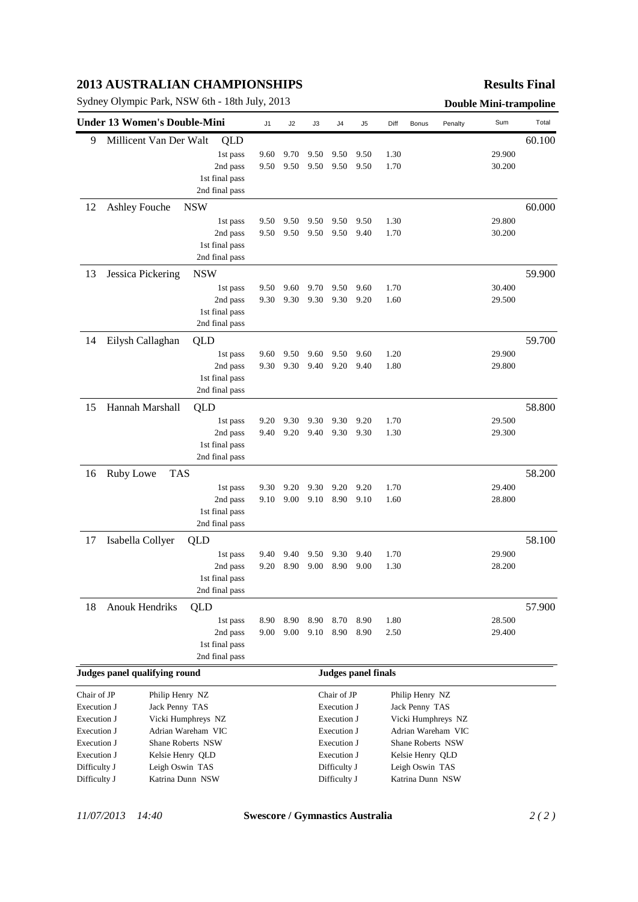# 2013 AUSTRALIAN CHAMPIONSHIPS

**Results Final**

Sydney Olympic Park, NSW 6th - 18th July, 2013

**Double Mini-trampoline**

| Under 13 Women's Double-Mini | | J1 | J2 | J3 | J4 | J5 | Diff | Bonus | Penalty | Sum | Total |
|---|---|---|---|---|---|---|---|---|---|---|---|
| 9 | Millicent Van Der Walt QLD | | | | | | | | | | 60.100 |
| | 1st pass | 9.60 | 9.70 | 9.50 | 9.50 | 9.50 | 1.30 | | | 29.900 | |
| | 2nd pass | 9.50 | 9.50 | 9.50 | 9.50 | 9.50 | 1.70 | | | 30.200 | |
| | 1st final pass | | | | | | | | | | |
| | 2nd final pass | | | | | | | | | | |
| 12 | Ashley Fouche NSW | | | | | | | | | | 60.000 |
| | 1st pass | 9.50 | 9.50 | 9.50 | 9.50 | 9.50 | 1.30 | | | 29.800 | |
| | 2nd pass | 9.50 | 9.50 | 9.50 | 9.50 | 9.40 | 1.70 | | | 30.200 | |
| | 1st final pass | | | | | | | | | | |
| | 2nd final pass | | | | | | | | | | |
| 13 | Jessica Pickering NSW | | | | | | | | | | 59.900 |
| | 1st pass | 9.50 | 9.60 | 9.70 | 9.50 | 9.60 | 1.70 | | | 30.400 | |
| | 2nd pass | 9.30 | 9.30 | 9.30 | 9.30 | 9.20 | 1.60 | | | 29.500 | |
| | 1st final pass | | | | | | | | | | |
| | 2nd final pass | | | | | | | | | | |
| 14 | Eilysh Callaghan QLD | | | | | | | | | | 59.700 |
| | 1st pass | 9.60 | 9.50 | 9.60 | 9.50 | 9.60 | 1.20 | | | 29.900 | |
| | 2nd pass | 9.30 | 9.30 | 9.40 | 9.20 | 9.40 | 1.80 | | | 29.800 | |
| | 1st final pass | | | | | | | | | | |
| | 2nd final pass | | | | | | | | | | |
| 15 | Hannah Marshall QLD | | | | | | | | | | 58.800 |
| | 1st pass | 9.20 | 9.30 | 9.30 | 9.30 | 9.20 | 1.70 | | | 29.500 | |
| | 2nd pass | 9.40 | 9.20 | 9.40 | 9.30 | 9.30 | 1.30 | | | 29.300 | |
| | 1st final pass | | | | | | | | | | |
| | 2nd final pass | | | | | | | | | | |
| 16 | Ruby Lowe TAS | | | | | | | | | | 58.200 |
| | 1st pass | 9.30 | 9.20 | 9.30 | 9.20 | 9.20 | 1.70 | | | 29.400 | |
| | 2nd pass | 9.10 | 9.00 | 9.10 | 8.90 | 9.10 | 1.60 | | | 28.800 | |
| | 1st final pass | | | | | | | | | | |
| | 2nd final pass | | | | | | | | | | |
| 17 | Isabella Collyer QLD | | | | | | | | | | 58.100 |
| | 1st pass | 9.40 | 9.40 | 9.50 | 9.30 | 9.40 | 1.70 | | | 29.900 | |
| | 2nd pass | 9.20 | 8.90 | 9.00 | 8.90 | 9.00 | 1.30 | | | 28.200 | |
| | 1st final pass | | | | | | | | | | |
| | 2nd final pass | | | | | | | | | | |
| 18 | Anouk Hendriks QLD | | | | | | | | | | 57.900 |
| | 1st pass | 8.90 | 8.90 | 8.90 | 8.70 | 8.90 | 1.80 | | | 28.500 | |
| | 2nd pass | 9.00 | 9.00 | 9.10 | 8.90 | 8.90 | 2.50 | | | 29.400 | |
| | 1st final pass | | | | | | | | | | |
| | 2nd final pass | | | | | | | | | | |

| Judges panel qualifying round | | Judges panel finals | |
|---|---|---|---|
| Chair of JP | Philip Henry NZ | Chair of JP | Philip Henry NZ |
| Execution J | Jack Penny TAS | Execution J | Jack Penny TAS |
| Execution J | Vicki Humphreys NZ | Execution J | Vicki Humphreys NZ |
| Execution J | Adrian Wareham VIC | Execution J | Adrian Wareham VIC |
| Execution J | Shane Roberts NSW | Execution J | Shane Roberts NSW |
| Execution J | Kelsie Henry QLD | Execution J | Kelsie Henry QLD |
| Difficulty J | Leigh Oswin TAS | Difficulty J | Leigh Oswin TAS |
| Difficulty J | Katrina Dunn NSW | Difficulty J | Katrina Dunn NSW |

*11/07/2013 14:40* **Swescore / Gymnastics Australia**